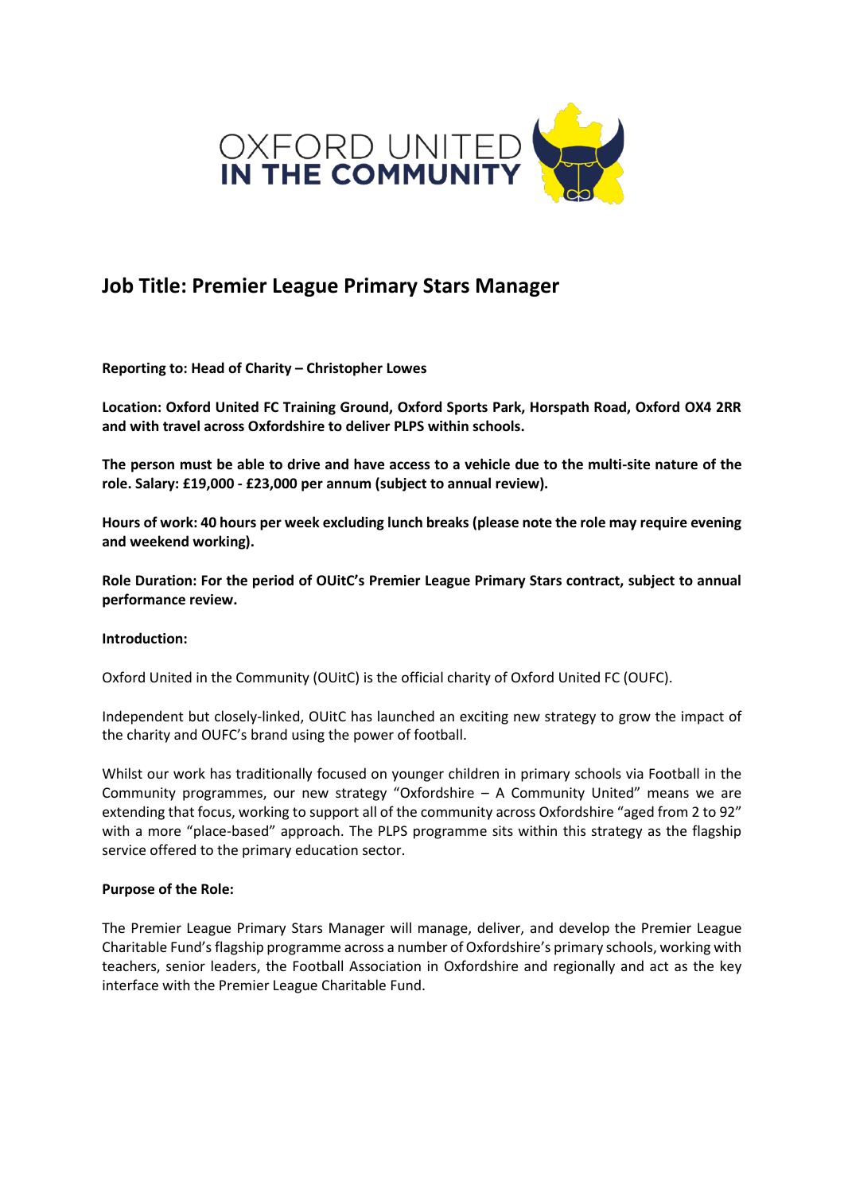# Job Title: Premier League Primary Stars Manager

**Reporting to: Head of Charity – Christopher Lowes**

**Location: Oxford United FC Training Ground, Oxford Sports Park, Horspath Road, Oxford OX4 2RR and with travel across Oxfordshire to deliver PLPS within schools.**

**The person must be able to drive and have access to a vehicle due to the multi-site nature of the role. Salary: £19,000 - £23,000 per annum (subject to annual review).**

**Hours of work: 40 hours per week excluding lunch breaks (please note the role may require evening and weekend working).**

**Role Duration: For the period of OUitC's Premier League Primary Stars contract, subject to annual performance review.**

**Introduction:**

Oxford United in the Community (OUitC) is the official charity of Oxford United FC (OUFC).

Independent but closely-linked, OUitC has launched an exciting new strategy to grow the impact of the charity and OUFC's brand using the power of football.

Whilst our work has traditionally focused on younger children in primary schools via Football in the Community programmes, our new strategy "Oxfordshire – A Community United" means we are extending that focus, working to support all of the community across Oxfordshire "aged from 2 to 92" with a more "place-based" approach. The PLPS programme sits within this strategy as the flagship service offered to the primary education sector.

**Purpose of the Role:**

The Premier League Primary Stars Manager will manage, deliver, and develop the Premier League Charitable Fund's flagship programme across a number of Oxfordshire's primary schools, working with teachers, senior leaders, the Football Association in Oxfordshire and regionally and act as the key interface with the Premier League Charitable Fund.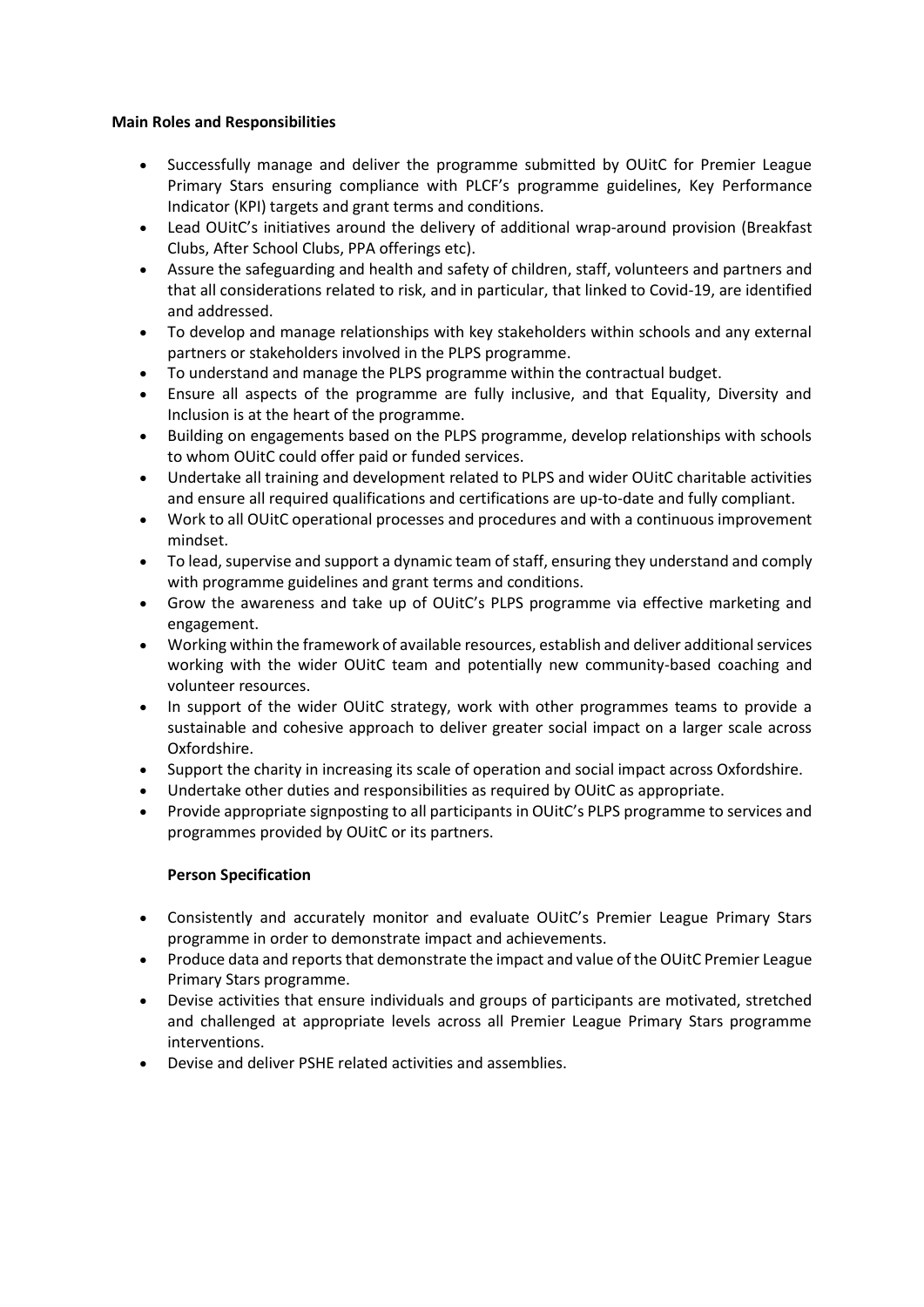**Main Roles and Responsibilities**

- Successfully manage and deliver the programme submitted by OUitC for Premier League Primary Stars ensuring compliance with PLCF's programme guidelines, Key Performance Indicator (KPI) targets and grant terms and conditions.
- Lead OUitC's initiatives around the delivery of additional wrap-around provision (Breakfast Clubs, After School Clubs, PPA offerings etc).
- Assure the safeguarding and health and safety of children, staff, volunteers and partners and that all considerations related to risk, and in particular, that linked to Covid-19, are identified and addressed.
- To develop and manage relationships with key stakeholders within schools and any external partners or stakeholders involved in the PLPS programme.
- To understand and manage the PLPS programme within the contractual budget.
- Ensure all aspects of the programme are fully inclusive, and that Equality, Diversity and Inclusion is at the heart of the programme.
- Building on engagements based on the PLPS programme, develop relationships with schools to whom OUitC could offer paid or funded services.
- Undertake all training and development related to PLPS and wider OUitC charitable activities and ensure all required qualifications and certifications are up-to-date and fully compliant.
- Work to all OUitC operational processes and procedures and with a continuous improvement mindset.
- To lead, supervise and support a dynamic team of staff, ensuring they understand and comply with programme guidelines and grant terms and conditions.
- Grow the awareness and take up of OUitC's PLPS programme via effective marketing and engagement.
- Working within the framework of available resources, establish and deliver additional services working with the wider OUitC team and potentially new community-based coaching and volunteer resources.
- In support of the wider OUitC strategy, work with other programmes teams to provide a sustainable and cohesive approach to deliver greater social impact on a larger scale across Oxfordshire.
- Support the charity in increasing its scale of operation and social impact across Oxfordshire.
- Undertake other duties and responsibilities as required by OUitC as appropriate.
- Provide appropriate signposting to all participants in OUitC's PLPS programme to services and programmes provided by OUitC or its partners.

**Person Specification**

- Consistently and accurately monitor and evaluate OUitC's Premier League Primary Stars programme in order to demonstrate impact and achievements.
- Produce data and reports that demonstrate the impact and value of the OUitC Premier League Primary Stars programme.
- Devise activities that ensure individuals and groups of participants are motivated, stretched and challenged at appropriate levels across all Premier League Primary Stars programme interventions.
- Devise and deliver PSHE related activities and assemblies.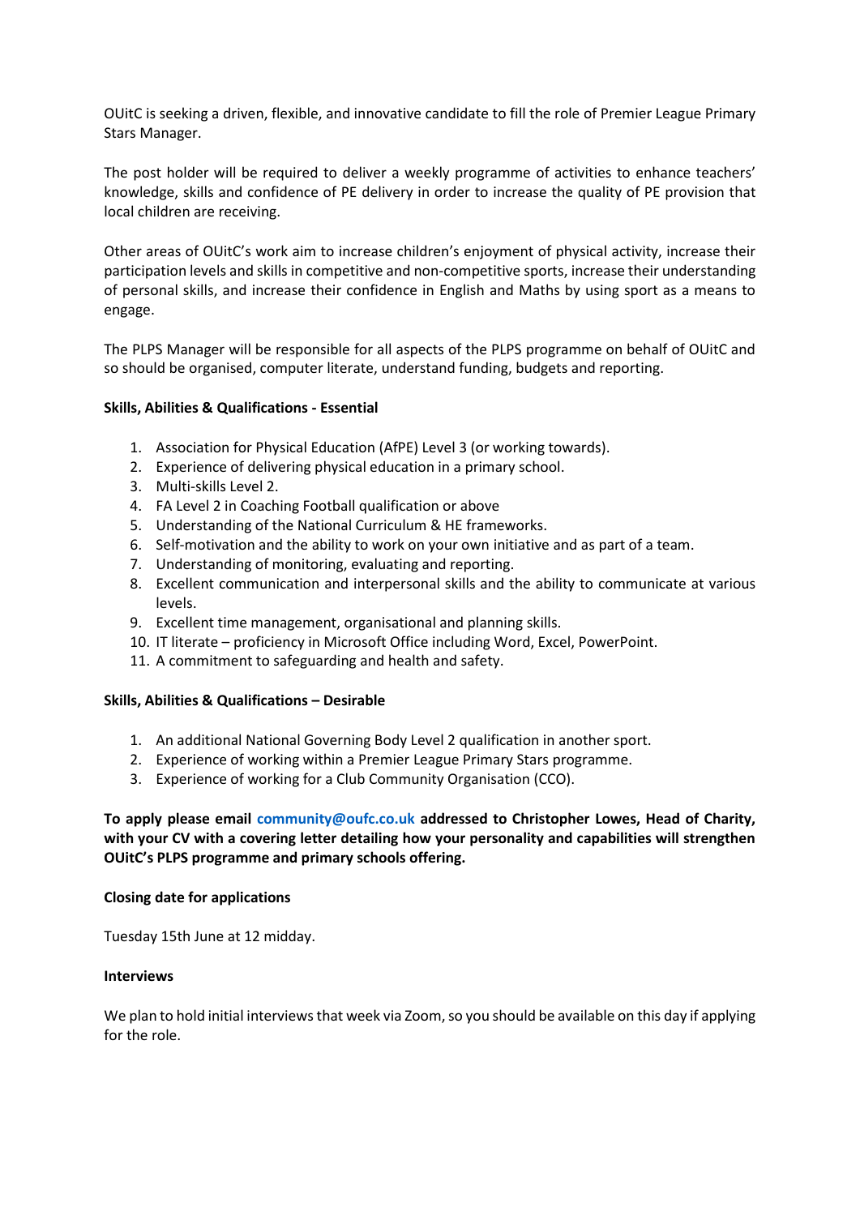OUitC is seeking a driven, flexible, and innovative candidate to fill the role of Premier League Primary Stars Manager.

The post holder will be required to deliver a weekly programme of activities to enhance teachers' knowledge, skills and confidence of PE delivery in order to increase the quality of PE provision that local children are receiving.

Other areas of OUitC's work aim to increase children's enjoyment of physical activity, increase their participation levels and skills in competitive and non-competitive sports, increase their understanding of personal skills, and increase their confidence in English and Maths by using sport as a means to engage.

The PLPS Manager will be responsible for all aspects of the PLPS programme on behalf of OUitC and so should be organised, computer literate, understand funding, budgets and reporting.

**Skills, Abilities & Qualifications - Essential**

1. Association for Physical Education (AfPE) Level 3 (or working towards).
2. Experience of delivering physical education in a primary school.
3. Multi-skills Level 2.
4. FA Level 2 in Coaching Football qualification or above
5. Understanding of the National Curriculum & HE frameworks.
6. Self-motivation and the ability to work on your own initiative and as part of a team.
7. Understanding of monitoring, evaluating and reporting.
8. Excellent communication and interpersonal skills and the ability to communicate at various levels.
9. Excellent time management, organisational and planning skills.
10. IT literate – proficiency in Microsoft Office including Word, Excel, PowerPoint.
11. A commitment to safeguarding and health and safety.

**Skills, Abilities & Qualifications – Desirable**

1. An additional National Governing Body Level 2 qualification in another sport.
2. Experience of working within a Premier League Primary Stars programme.
3. Experience of working for a Club Community Organisation (CCO).

**To apply please email community@oufc.co.uk addressed to Christopher Lowes, Head of Charity, with your CV with a covering letter detailing how your personality and capabilities will strengthen OUitC's PLPS programme and primary schools offering.**

**Closing date for applications**

Tuesday 15th June at 12 midday.

**Interviews**

We plan to hold initial interviews that week via Zoom, so you should be available on this day if applying for the role.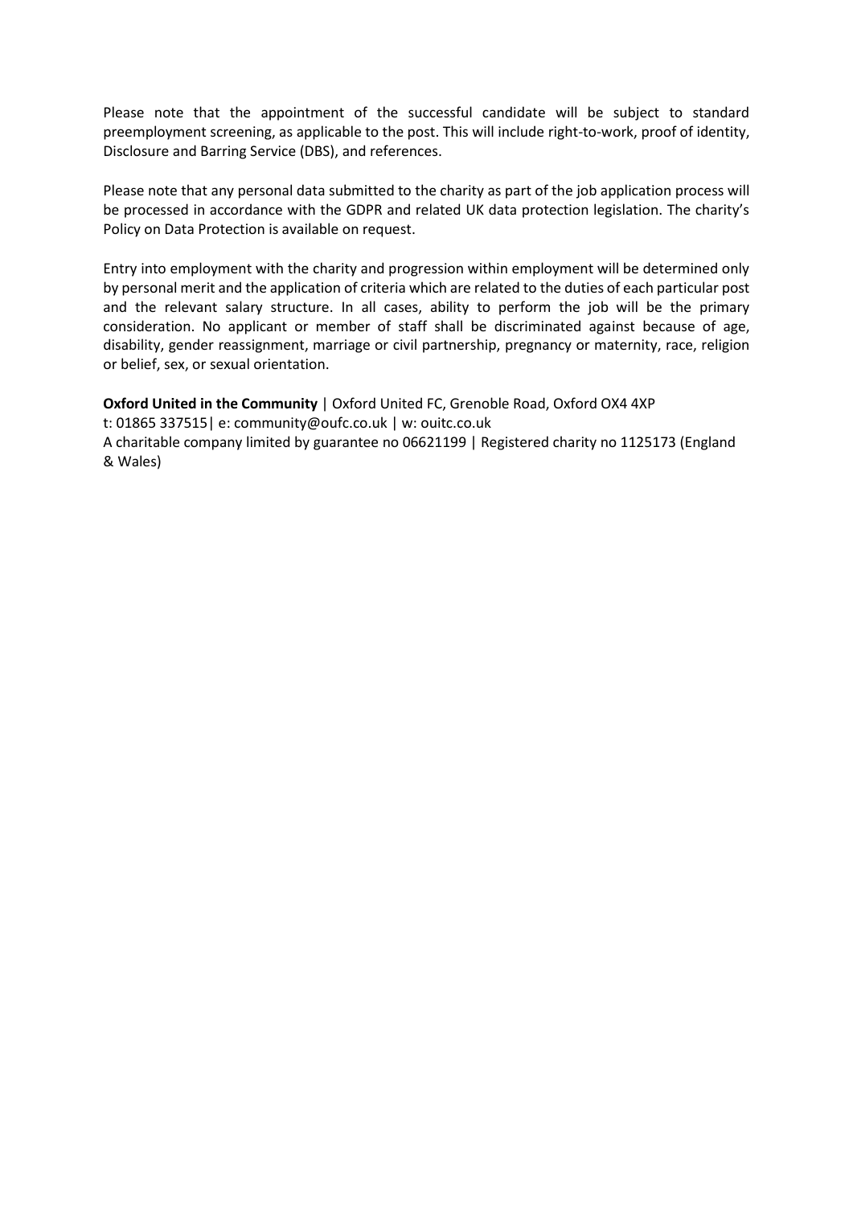Please note that the appointment of the successful candidate will be subject to standard preemployment screening, as applicable to the post. This will include right-to-work, proof of identity, Disclosure and Barring Service (DBS), and references.

Please note that any personal data submitted to the charity as part of the job application process will be processed in accordance with the GDPR and related UK data protection legislation. The charity's Policy on Data Protection is available on request.

Entry into employment with the charity and progression within employment will be determined only by personal merit and the application of criteria which are related to the duties of each particular post and the relevant salary structure. In all cases, ability to perform the job will be the primary consideration. No applicant or member of staff shall be discriminated against because of age, disability, gender reassignment, marriage or civil partnership, pregnancy or maternity, race, religion or belief, sex, or sexual orientation.

**Oxford United in the Community** | Oxford United FC, Grenoble Road, Oxford OX4 4XP
t: 01865 337515| e: community@oufc.co.uk | w: ouitc.co.uk
A charitable company limited by guarantee no 06621199 | Registered charity no 1125173 (England & Wales)